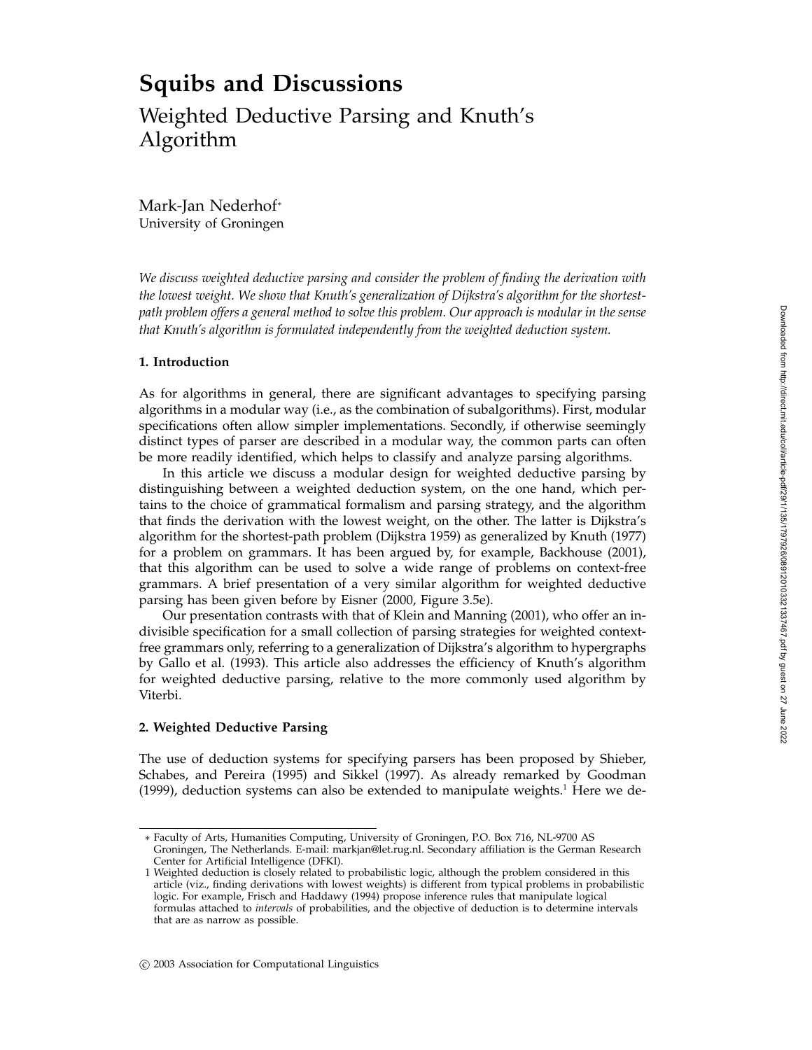# Squibs and Discussions

## Weighted Deductive Parsing and Knuth's Algorithm

Mark-Jan Nederhof*
University of Groningen

*We discuss weighted deductive parsing and consider the problem of finding the derivation with the lowest weight. We show that Knuth's generalization of Dijkstra's algorithm for the shortest-path problem offers a general method to solve this problem. Our approach is modular in the sense that Knuth's algorithm is formulated independently from the weighted deduction system.*

### 1. Introduction

As for algorithms in general, there are significant advantages to specifying parsing algorithms in a modular way (i.e., as the combination of subalgorithms). First, modular specifications often allow simpler implementations. Secondly, if otherwise seemingly distinct types of parser are described in a modular way, the common parts can often be more readily identified, which helps to classify and analyze parsing algorithms.

In this article we discuss a modular design for weighted deductive parsing by distinguishing between a weighted deduction system, on the one hand, which pertains to the choice of grammatical formalism and parsing strategy, and the algorithm that finds the derivation with the lowest weight, on the other. The latter is Dijkstra's algorithm for the shortest-path problem (Dijkstra 1959) as generalized by Knuth (1977) for a problem on grammars. It has been argued by, for example, Backhouse (2001), that this algorithm can be used to solve a wide range of problems on context-free grammars. A brief presentation of a very similar algorithm for weighted deductive parsing has been given before by Eisner (2000, Figure 3.5e).

Our presentation contrasts with that of Klein and Manning (2001), who offer an indivisible specification for a small collection of parsing strategies for weighted context-free grammars only, referring to a generalization of Dijkstra's algorithm to hypergraphs by Gallo et al. (1993). This article also addresses the efficiency of Knuth's algorithm for weighted deductive parsing, relative to the more commonly used algorithm by Viterbi.

### 2. Weighted Deductive Parsing

The use of deduction systems for specifying parsers has been proposed by Shieber, Schabes, and Pereira (1995) and Sikkel (1997). As already remarked by Goodman (1999), deduction systems can also be extended to manipulate weights.[1] Here we de-

---

\* Faculty of Arts, Humanities Computing, University of Groningen, P.O. Box 716, NL-9700 AS Groningen, The Netherlands. E-mail: markjan@let.rug.nl. Secondary affiliation is the German Research Center for Artificial Intelligence (DFKI).

1 Weighted deduction is closely related to probabilistic logic, although the problem considered in this article (viz., finding derivations with lowest weights) is different from typical problems in probabilistic logic. For example, Frisch and Haddawy (1994) propose inference rules that manipulate logical formulas attached to *intervals* of probabilities, and the objective of deduction is to determine intervals that are as narrow as possible.

© 2003 Association for Computational Linguistics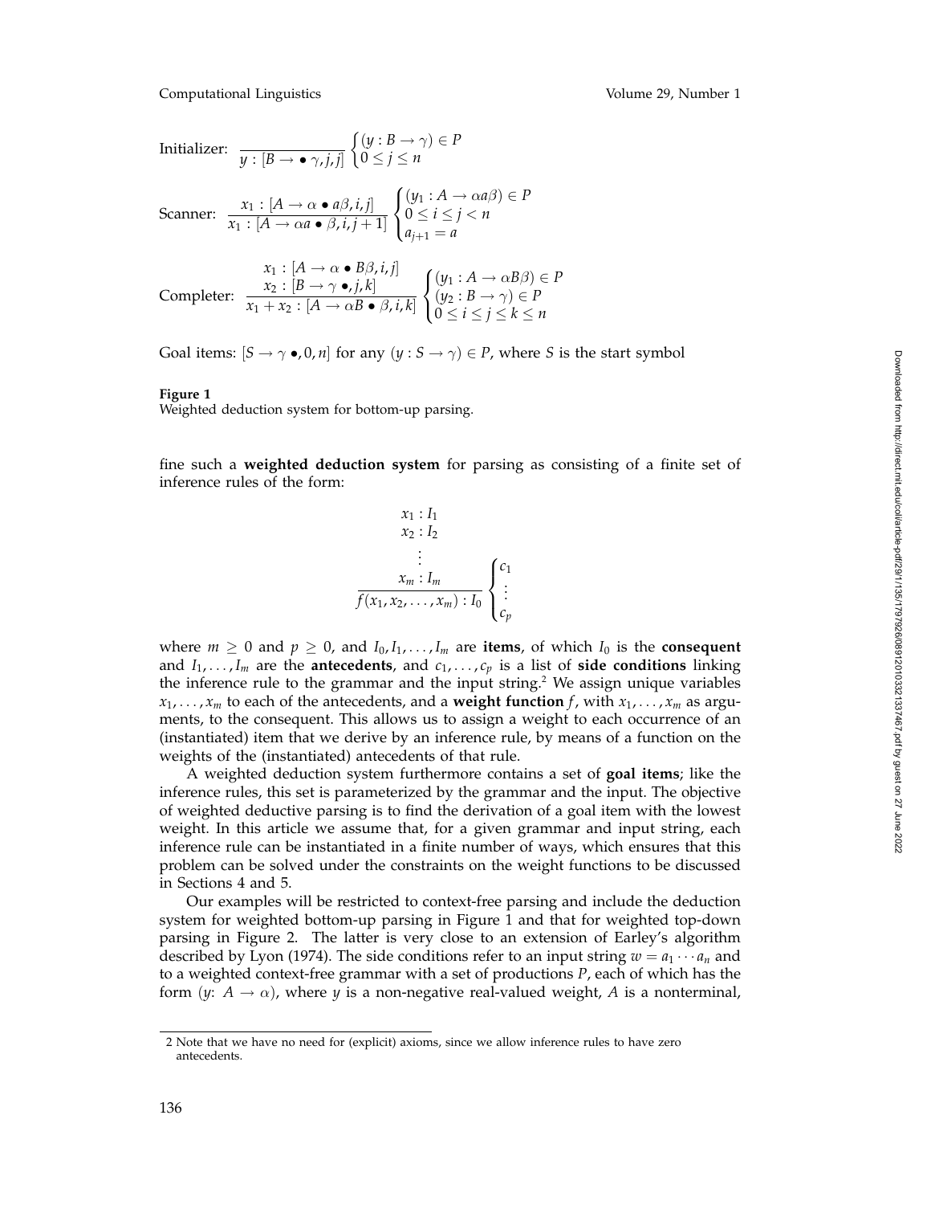$$\text{Initializer:} \quad \frac{}{y : [B \rightarrow \bullet\, \gamma, j, j]} \begin{cases} (y : B \rightarrow \gamma) \in P \\ 0 \leq j \leq n \end{cases}$$

$$\text{Scanner:} \quad \frac{x_1 : [A \rightarrow \alpha \bullet a\beta, i, j]}{x_1 : [A \rightarrow \alpha a \bullet \beta, i, j+1]} \begin{cases} (y_1 : A \rightarrow \alpha a \beta) \in P \\ 0 \leq i \leq j < n \\ a_{j+1} = a \end{cases}$$

$$\text{Completer:} \quad \frac{\begin{array}{c} x_1 : [A \rightarrow \alpha \bullet B\beta, i, j] \\ x_2 : [B \rightarrow \gamma\, \bullet, j, k] \end{array}}{x_1 + x_2 : [A \rightarrow \alpha B \bullet \beta, i, k]} \begin{cases} (y_1 : A \rightarrow \alpha B \beta) \in P \\ (y_2 : B \rightarrow \gamma) \in P \\ 0 \leq i \leq j \leq k \leq n \end{cases}$$

Goal items: $[S \rightarrow \gamma\, \bullet, 0, n]$ for any $(y : S \rightarrow \gamma) \in P$, where $S$ is the start symbol

**Figure 1**
Weighted deduction system for bottom-up parsing.

fine such a **weighted deduction system** for parsing as consisting of a finite set of inference rules of the form:

$$\frac{\begin{array}{c} x_1 : I_1 \\ x_2 : I_2 \\ \vdots \\ x_m : I_m \end{array}}{f(x_1, x_2, \ldots, x_m) : I_0} \begin{cases} c_1 \\ \vdots \\ c_p \end{cases}$$

where $m \geq 0$ and $p \geq 0$, and $I_0, I_1, \ldots, I_m$ are **items**, of which $I_0$ is the **consequent** and $I_1, \ldots, I_m$ are the **antecedents**, and $c_1, \ldots, c_p$ is a list of **side conditions** linking the inference rule to the grammar and the input string.[2] We assign unique variables $x_1, \ldots, x_m$ to each of the antecedents, and a **weight function** $f$, with $x_1, \ldots, x_m$ as arguments, to the consequent. This allows us to assign a weight to each occurrence of an (instantiated) item that we derive by an inference rule, by means of a function on the weights of the (instantiated) antecedents of that rule.

A weighted deduction system furthermore contains a set of **goal items**; like the inference rules, this set is parameterized by the grammar and the input. The objective of weighted deductive parsing is to find the derivation of a goal item with the lowest weight. In this article we assume that, for a given grammar and input string, each inference rule can be instantiated in a finite number of ways, which ensures that this problem can be solved under the constraints on the weight functions to be discussed in Sections 4 and 5.

Our examples will be restricted to context-free parsing and include the deduction system for weighted bottom-up parsing in Figure 1 and that for weighted top-down parsing in Figure 2. The latter is very close to an extension of Earley's algorithm described by Lyon (1974). The side conditions refer to an input string $w = a_1 \cdots a_n$ and to a weighted context-free grammar with a set of productions $P$, each of which has the form ($y$: $A \rightarrow \alpha$), where $y$ is a non-negative real-valued weight, $A$ is a nonterminal,

2 Note that we have no need for (explicit) axioms, since we allow inference rules to have zero antecedents.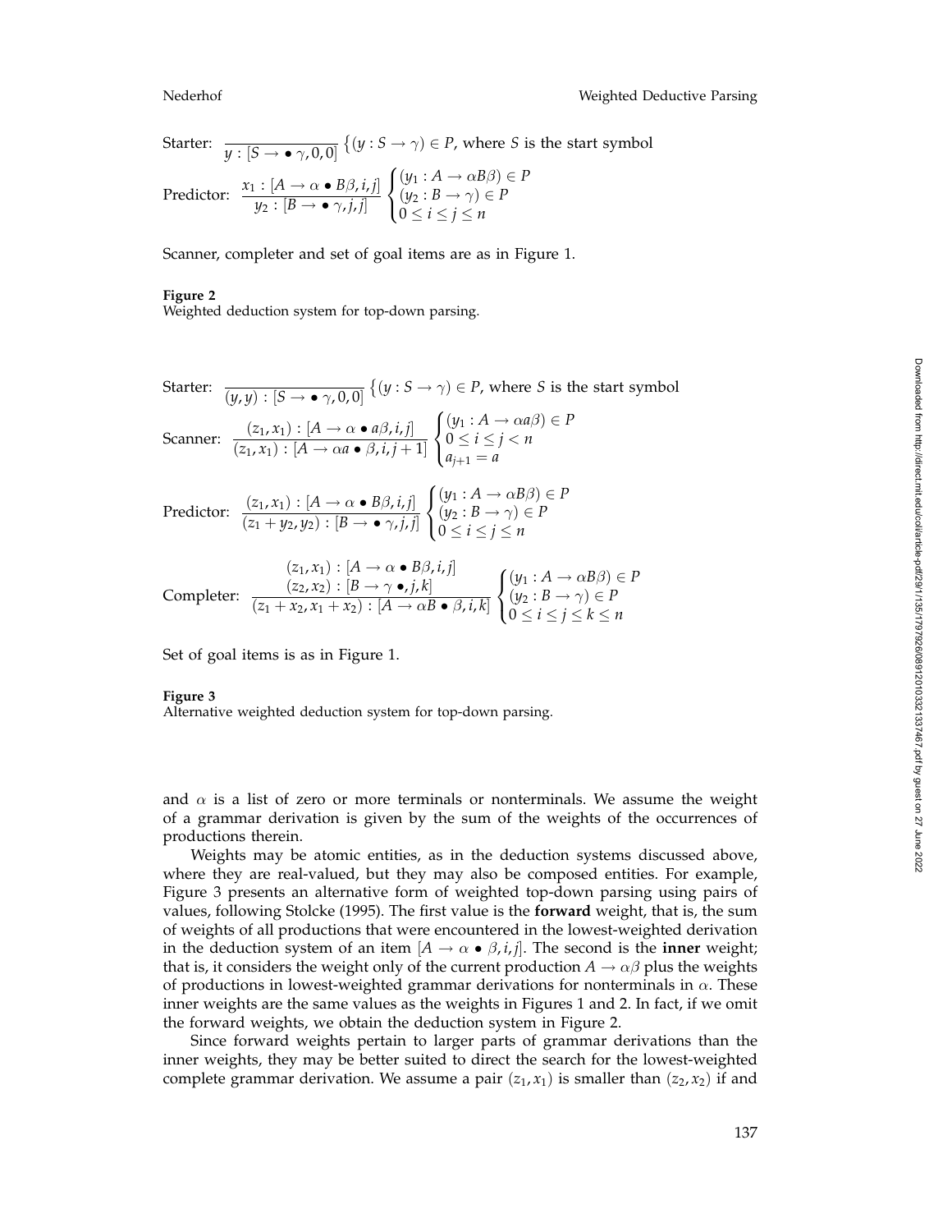Starter: $$\frac{}{y : [S \rightarrow \bullet\ \gamma, 0, 0]} \left\{ (y : S \rightarrow \gamma) \in P, \text{ where } S \text{ is the start symbol} \right.$$

Predictor: $$\frac{x_1 : [A \rightarrow \alpha \bullet B\beta, i, j]}{y_2 : [B \rightarrow \bullet\ \gamma, j, j]} \begin{cases} (y_1 : A \rightarrow \alpha B \beta) \in P \\ (y_2 : B \rightarrow \gamma) \in P \\ 0 \leq i \leq j \leq n \end{cases}$$

Scanner, completer and set of goal items are as in Figure 1.

**Figure 2**
Weighted deduction system for top-down parsing.

Starter: $$\frac{}{(y, y) : [S \rightarrow \bullet\ \gamma, 0, 0]} \left\{ (y : S \rightarrow \gamma) \in P, \text{ where } S \text{ is the start symbol} \right.$$

Scanner: $$\frac{(z_1, x_1) : [A \rightarrow \alpha \bullet a\beta, i, j]}{(z_1, x_1) : [A \rightarrow \alpha a \bullet \beta, i, j+1]} \begin{cases} (y_1 : A \rightarrow \alpha a \beta) \in P \\ 0 \leq i \leq j < n \\ a_{j+1} = a \end{cases}$$

Predictor: $$\frac{(z_1, x_1) : [A \rightarrow \alpha \bullet B\beta, i, j]}{(z_1 + y_2, y_2) : [B \rightarrow \bullet\ \gamma, j, j]} \begin{cases} (y_1 : A \rightarrow \alpha B \beta) \in P \\ (y_2 : B \rightarrow \gamma) \in P \\ 0 \leq i \leq j \leq n \end{cases}$$

Completer: $$\frac{\begin{array}{c}(z_1, x_1) : [A \rightarrow \alpha \bullet B\beta, i, j] \\ (z_2, x_2) : [B \rightarrow \gamma\ \bullet, j, k]\end{array}}{(z_1 + x_2, x_1 + x_2) : [A \rightarrow \alpha B \bullet \beta, i, k]} \begin{cases} (y_1 : A \rightarrow \alpha B \beta) \in P \\ (y_2 : B \rightarrow \gamma) \in P \\ 0 \leq i \leq j \leq k \leq n \end{cases}$$

Set of goal items is as in Figure 1.

**Figure 3**
Alternative weighted deduction system for top-down parsing.

and $\alpha$ is a list of zero or more terminals or nonterminals. We assume the weight of a grammar derivation is given by the sum of the weights of the occurrences of productions therein.

Weights may be atomic entities, as in the deduction systems discussed above, where they are real-valued, but they may also be composed entities. For example, Figure 3 presents an alternative form of weighted top-down parsing using pairs of values, following Stolcke (1995). The first value is the **forward** weight, that is, the sum of weights of all productions that were encountered in the lowest-weighted derivation in the deduction system of an item $[A \rightarrow \alpha \bullet \beta, i, j]$. The second is the **inner** weight; that is, it considers the weight only of the current production $A \rightarrow \alpha\beta$ plus the weights of productions in lowest-weighted grammar derivations for nonterminals in $\alpha$. These inner weights are the same values as the weights in Figures 1 and 2. In fact, if we omit the forward weights, we obtain the deduction system in Figure 2.

Since forward weights pertain to larger parts of grammar derivations than the inner weights, they may be better suited to direct the search for the lowest-weighted complete grammar derivation. We assume a pair $(z_1, x_1)$ is smaller than $(z_2, x_2)$ if and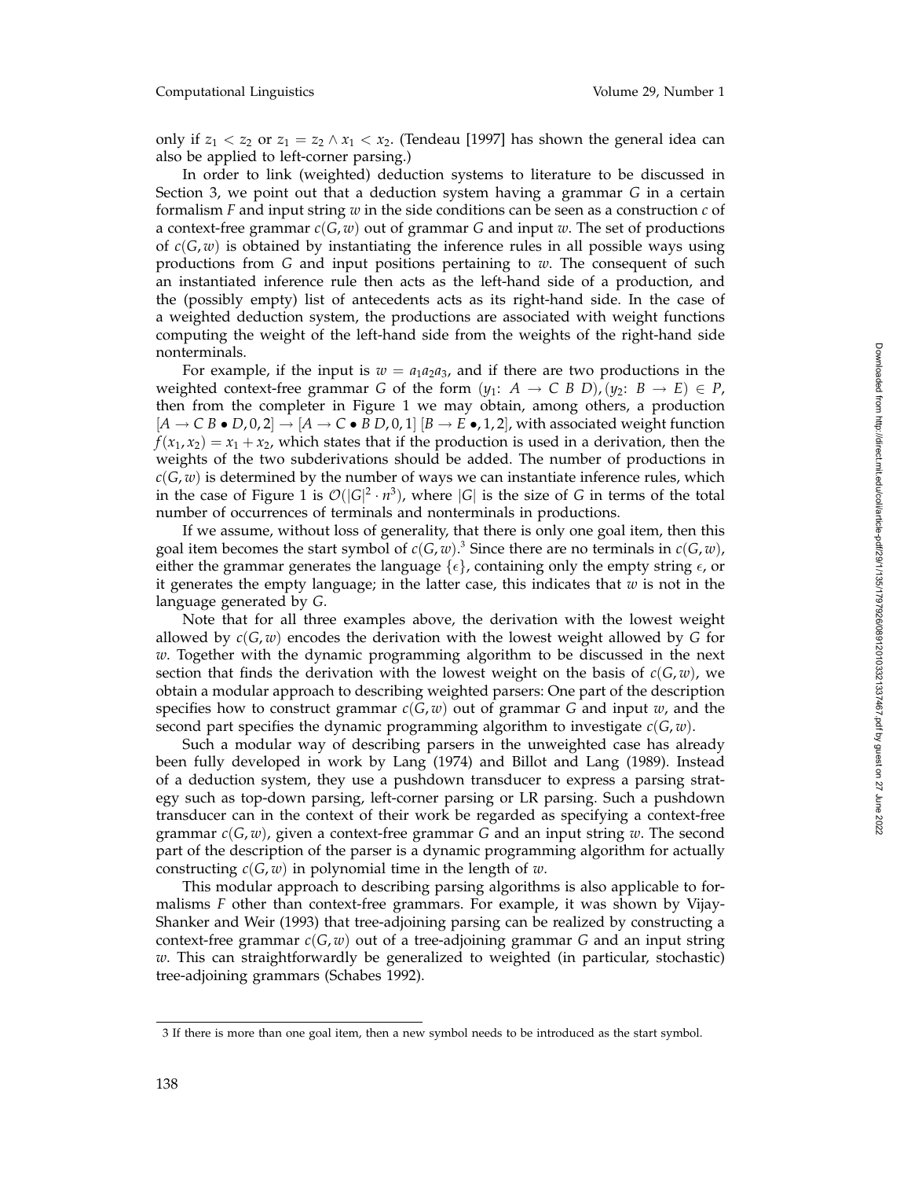only if $z_1 < z_2$ or $z_1 = z_2 \wedge x_1 < x_2$. (Tendeau [1997] has shown the general idea can also be applied to left-corner parsing.)

In order to link (weighted) deduction systems to literature to be discussed in Section 3, we point out that a deduction system having a grammar $G$ in a certain formalism $F$ and input string $w$ in the side conditions can be seen as a construction $c$ of a context-free grammar $c(G, w)$ out of grammar $G$ and input $w$. The set of productions of $c(G, w)$ is obtained by instantiating the inference rules in all possible ways using productions from $G$ and input positions pertaining to $w$. The consequent of such an instantiated inference rule then acts as the left-hand side of a production, and the (possibly empty) list of antecedents acts as its right-hand side. In the case of a weighted deduction system, the productions are associated with weight functions computing the weight of the left-hand side from the weights of the right-hand side nonterminals.

For example, if the input is $w = a_1a_2a_3$, and if there are two productions in the weighted context-free grammar $G$ of the form $(y_1\colon\ A \rightarrow C\ B\ D), (y_2\colon\ B \rightarrow E) \in P$, then from the completer in Figure 1 we may obtain, among others, a production $[A \rightarrow C\ B \bullet D, 0, 2] \rightarrow [A \rightarrow C \bullet B\ D, 0, 1]\ [B \rightarrow E \bullet, 1, 2]$, with associated weight function $f(x_1, x_2) = x_1 + x_2$, which states that if the production is used in a derivation, then the weights of the two subderivations should be added. The number of productions in $c(G, w)$ is determined by the number of ways we can instantiate inference rules, which in the case of Figure 1 is $\mathcal{O}(|G|^2 \cdot n^3)$, where $|G|$ is the size of $G$ in terms of the total number of occurrences of terminals and nonterminals in productions.

If we assume, without loss of generality, that there is only one goal item, then this goal item becomes the start symbol of $c(G, w)$.[3] Since there are no terminals in $c(G, w)$, either the grammar generates the language $\{\epsilon\}$, containing only the empty string $\epsilon$, or it generates the empty language; in the latter case, this indicates that $w$ is not in the language generated by $G$.

Note that for all three examples above, the derivation with the lowest weight allowed by $c(G, w)$ encodes the derivation with the lowest weight allowed by $G$ for $w$. Together with the dynamic programming algorithm to be discussed in the next section that finds the derivation with the lowest weight on the basis of $c(G, w)$, we obtain a modular approach to describing weighted parsers: One part of the description specifies how to construct grammar $c(G, w)$ out of grammar $G$ and input $w$, and the second part specifies the dynamic programming algorithm to investigate $c(G, w)$.

Such a modular way of describing parsers in the unweighted case has already been fully developed in work by Lang (1974) and Billot and Lang (1989). Instead of a deduction system, they use a pushdown transducer to express a parsing strategy such as top-down parsing, left-corner parsing or LR parsing. Such a pushdown transducer can in the context of their work be regarded as specifying a context-free grammar $c(G, w)$, given a context-free grammar $G$ and an input string $w$. The second part of the description of the parser is a dynamic programming algorithm for actually constructing $c(G, w)$ in polynomial time in the length of $w$.

This modular approach to describing parsing algorithms is also applicable to formalisms $F$ other than context-free grammars. For example, it was shown by Vijay-Shanker and Weir (1993) that tree-adjoining parsing can be realized by constructing a context-free grammar $c(G, w)$ out of a tree-adjoining grammar $G$ and an input string $w$. This can straightforwardly be generalized to weighted (in particular, stochastic) tree-adjoining grammars (Schabes 1992).

---

3 If there is more than one goal item, then a new symbol needs to be introduced as the start symbol.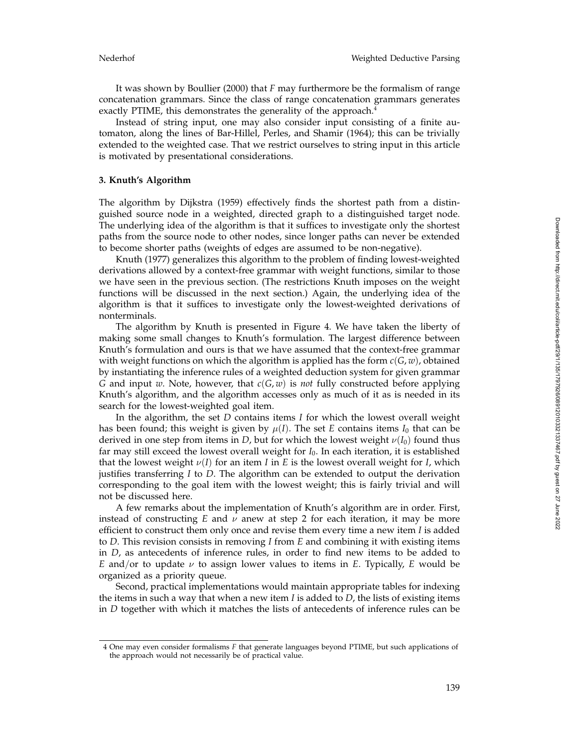It was shown by Boullier (2000) that $F$ may furthermore be the formalism of range concatenation grammars. Since the class of range concatenation grammars generates exactly PTIME, this demonstrates the generality of the approach.[4]

Instead of string input, one may also consider input consisting of a finite automaton, along the lines of Bar-Hillel, Perles, and Shamir (1964); this can be trivially extended to the weighted case. That we restrict ourselves to string input in this article is motivated by presentational considerations.

### 3. Knuth's Algorithm

The algorithm by Dijkstra (1959) effectively finds the shortest path from a distinguished source node in a weighted, directed graph to a distinguished target node. The underlying idea of the algorithm is that it suffices to investigate only the shortest paths from the source node to other nodes, since longer paths can never be extended to become shorter paths (weights of edges are assumed to be non-negative).

Knuth (1977) generalizes this algorithm to the problem of finding lowest-weighted derivations allowed by a context-free grammar with weight functions, similar to those we have seen in the previous section. (The restrictions Knuth imposes on the weight functions will be discussed in the next section.) Again, the underlying idea of the algorithm is that it suffices to investigate only the lowest-weighted derivations of nonterminals.

The algorithm by Knuth is presented in Figure 4. We have taken the liberty of making some small changes to Knuth's formulation. The largest difference between Knuth's formulation and ours is that we have assumed that the context-free grammar with weight functions on which the algorithm is applied has the form $c(G, w)$, obtained by instantiating the inference rules of a weighted deduction system for given grammar $G$ and input $w$. Note, however, that $c(G, w)$ is *not* fully constructed before applying Knuth's algorithm, and the algorithm accesses only as much of it as is needed in its search for the lowest-weighted goal item.

In the algorithm, the set $D$ contains items $I$ for which the lowest overall weight has been found; this weight is given by $\mu(I)$. The set $E$ contains items $I_0$ that can be derived in one step from items in $D$, but for which the lowest weight $\nu(I_0)$ found thus far may still exceed the lowest overall weight for $I_0$. In each iteration, it is established that the lowest weight $\nu(I)$ for an item $I$ in $E$ is the lowest overall weight for $I$, which justifies transferring $I$ to $D$. The algorithm can be extended to output the derivation corresponding to the goal item with the lowest weight; this is fairly trivial and will not be discussed here.

A few remarks about the implementation of Knuth's algorithm are in order. First, instead of constructing $E$ and $\nu$ anew at step 2 for each iteration, it may be more efficient to construct them only once and revise them every time a new item $I$ is added to $D$. This revision consists in removing $I$ from $E$ and combining it with existing items in $D$, as antecedents of inference rules, in order to find new items to be added to $E$ and/or to update $\nu$ to assign lower values to items in $E$. Typically, $E$ would be organized as a priority queue.

Second, practical implementations would maintain appropriate tables for indexing the items in such a way that when a new item $I$ is added to $D$, the lists of existing items in $D$ together with which it matches the lists of antecedents of inference rules can be

[4] One may even consider formalisms $F$ that generate languages beyond PTIME, but such applications of the approach would not necessarily be of practical value.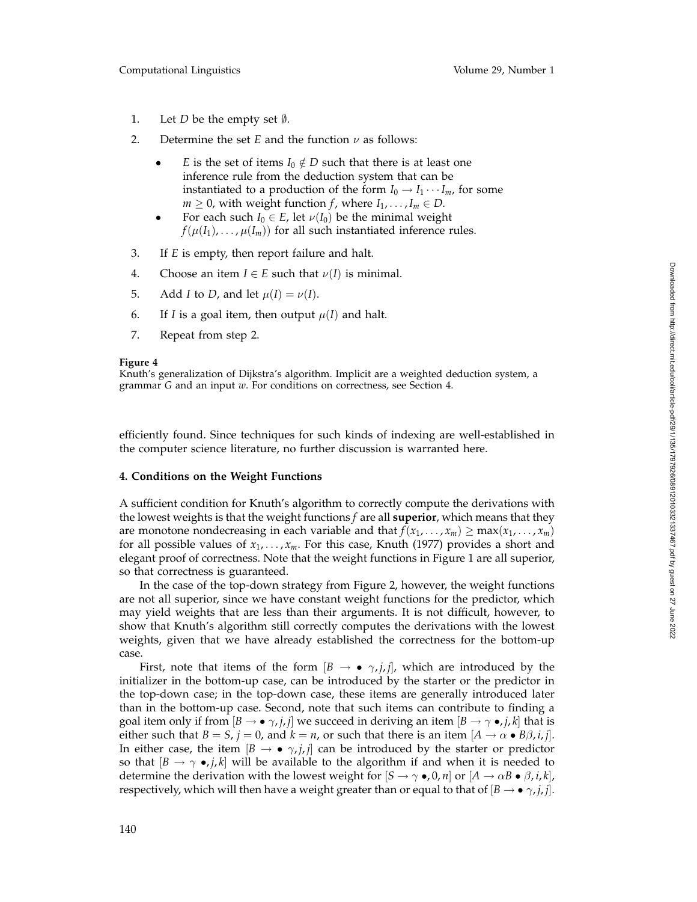1. Let $D$ be the empty set $\emptyset$.
2. Determine the set $E$ and the function $\nu$ as follows:
   - $E$ is the set of items $I_0 \notin D$ such that there is at least one inference rule from the deduction system that can be instantiated to a production of the form $I_0 \to I_1 \cdots I_m$, for some $m \geq 0$, with weight function $f$, where $I_1, \ldots, I_m \in D$.
   - For each such $I_0 \in E$, let $\nu(I_0)$ be the minimal weight $f(\mu(I_1), \ldots, \mu(I_m))$ for all such instantiated inference rules.
3. If $E$ is empty, then report failure and halt.
4. Choose an item $I \in E$ such that $\nu(I)$ is minimal.
5. Add $I$ to $D$, and let $\mu(I) = \nu(I)$.
6. If $I$ is a goal item, then output $\mu(I)$ and halt.
7. Repeat from step 2.

**Figure 4**
Knuth's generalization of Dijkstra's algorithm. Implicit are a weighted deduction system, a grammar $G$ and an input $w$. For conditions on correctness, see Section 4.

efficiently found. Since techniques for such kinds of indexing are well-established in the computer science literature, no further discussion is warranted here.

## 4. Conditions on the Weight Functions

A sufficient condition for Knuth's algorithm to correctly compute the derivations with the lowest weights is that the weight functions $f$ are all **superior**, which means that they are monotone nondecreasing in each variable and that $f(x_1, \ldots, x_m) \geq \max(x_1, \ldots, x_m)$ for all possible values of $x_1, \ldots, x_m$. For this case, Knuth (1977) provides a short and elegant proof of correctness. Note that the weight functions in Figure 1 are all superior, so that correctness is guaranteed.

In the case of the top-down strategy from Figure 2, however, the weight functions are not all superior, since we have constant weight functions for the predictor, which may yield weights that are less than their arguments. It is not difficult, however, to show that Knuth's algorithm still correctly computes the derivations with the lowest weights, given that we have already established the correctness for the bottom-up case.

First, note that items of the form $[B \to \bullet\ \gamma, j, j]$, which are introduced by the initializer in the bottom-up case, can be introduced by the starter or the predictor in the top-down case; in the top-down case, these items are generally introduced later than in the bottom-up case. Second, note that such items can contribute to finding a goal item only if from $[B \to \bullet\ \gamma, j, j]$ we succeed in deriving an item $[B \to \gamma\ \bullet, j, k]$ that is either such that $B = S$, $j = 0$, and $k = n$, or such that there is an item $[A \to \alpha \bullet B\beta, i, j]$. In either case, the item $[B \to \bullet\ \gamma, j, j]$ can be introduced by the starter or predictor so that $[B \to \gamma\ \bullet, j, k]$ will be available to the algorithm if and when it is needed to determine the derivation with the lowest weight for $[S \to \gamma\ \bullet, 0, n]$ or $[A \to \alpha B \bullet \beta, i, k]$, respectively, which will then have a weight greater than or equal to that of $[B \to \bullet\ \gamma, j, j]$.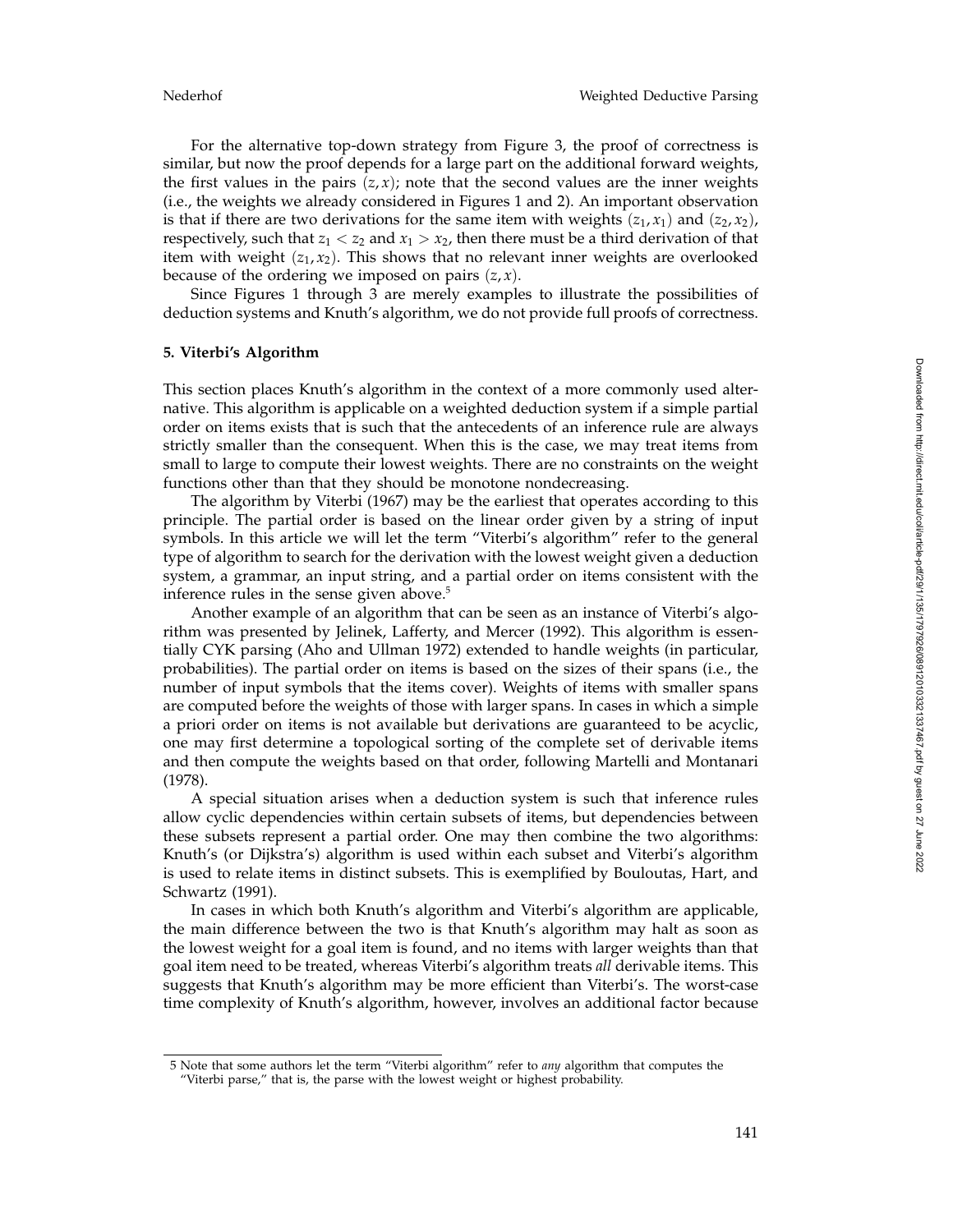For the alternative top-down strategy from Figure 3, the proof of correctness is similar, but now the proof depends for a large part on the additional forward weights, the first values in the pairs $(z, x)$; note that the second values are the inner weights (i.e., the weights we already considered in Figures 1 and 2). An important observation is that if there are two derivations for the same item with weights $(z_1, x_1)$ and $(z_2, x_2)$, respectively, such that $z_1 < z_2$ and $x_1 > x_2$, then there must be a third derivation of that item with weight $(z_1, x_2)$. This shows that no relevant inner weights are overlooked because of the ordering we imposed on pairs $(z, x)$.

Since Figures 1 through 3 are merely examples to illustrate the possibilities of deduction systems and Knuth's algorithm, we do not provide full proofs of correctness.

## 5. Viterbi's Algorithm

This section places Knuth's algorithm in the context of a more commonly used alternative. This algorithm is applicable on a weighted deduction system if a simple partial order on items exists that is such that the antecedents of an inference rule are always strictly smaller than the consequent. When this is the case, we may treat items from small to large to compute their lowest weights. There are no constraints on the weight functions other than that they should be monotone nondecreasing.

The algorithm by Viterbi (1967) may be the earliest that operates according to this principle. The partial order is based on the linear order given by a string of input symbols. In this article we will let the term "Viterbi's algorithm" refer to the general type of algorithm to search for the derivation with the lowest weight given a deduction system, a grammar, an input string, and a partial order on items consistent with the inference rules in the sense given above.[5]

Another example of an algorithm that can be seen as an instance of Viterbi's algorithm was presented by Jelinek, Lafferty, and Mercer (1992). This algorithm is essentially CYK parsing (Aho and Ullman 1972) extended to handle weights (in particular, probabilities). The partial order on items is based on the sizes of their spans (i.e., the number of input symbols that the items cover). Weights of items with smaller spans are computed before the weights of those with larger spans. In cases in which a simple a priori order on items is not available but derivations are guaranteed to be acyclic, one may first determine a topological sorting of the complete set of derivable items and then compute the weights based on that order, following Martelli and Montanari (1978).

A special situation arises when a deduction system is such that inference rules allow cyclic dependencies within certain subsets of items, but dependencies between these subsets represent a partial order. One may then combine the two algorithms: Knuth's (or Dijkstra's) algorithm is used within each subset and Viterbi's algorithm is used to relate items in distinct subsets. This is exemplified by Bouloutas, Hart, and Schwartz (1991).

In cases in which both Knuth's algorithm and Viterbi's algorithm are applicable, the main difference between the two is that Knuth's algorithm may halt as soon as the lowest weight for a goal item is found, and no items with larger weights than that goal item need to be treated, whereas Viterbi's algorithm treats *all* derivable items. This suggests that Knuth's algorithm may be more efficient than Viterbi's. The worst-case time complexity of Knuth's algorithm, however, involves an additional factor because

5 Note that some authors let the term "Viterbi algorithm" refer to *any* algorithm that computes the "Viterbi parse," that is, the parse with the lowest weight or highest probability.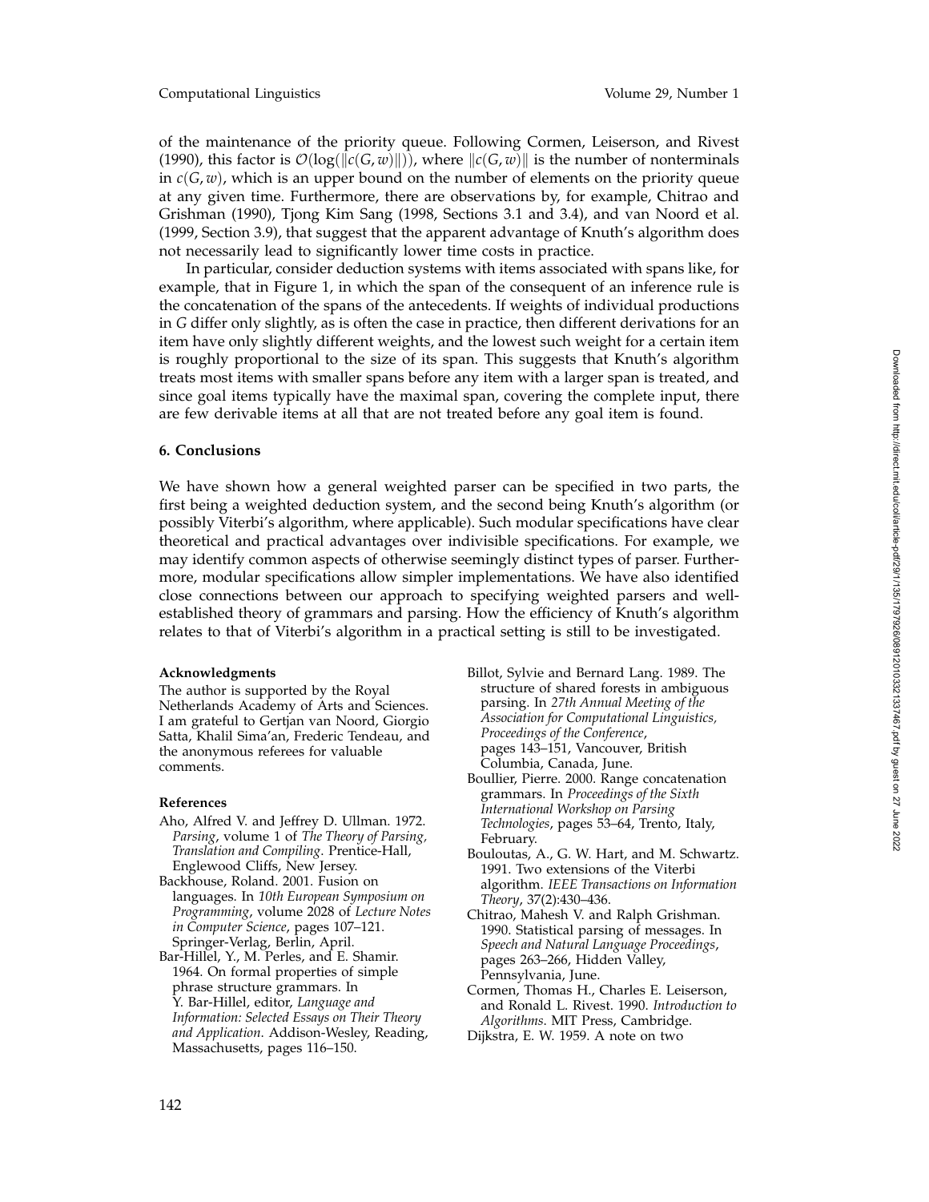of the maintenance of the priority queue. Following Cormen, Leiserson, and Rivest (1990), this factor is $\mathcal{O}(\log(\|c(G, w)\|))$, where $\|c(G, w)\|$ is the number of nonterminals in $c(G, w)$, which is an upper bound on the number of elements on the priority queue at any given time. Furthermore, there are observations by, for example, Chitrao and Grishman (1990), Tjong Kim Sang (1998, Sections 3.1 and 3.4), and van Noord et al. (1999, Section 3.9), that suggest that the apparent advantage of Knuth's algorithm does not necessarily lead to significantly lower time costs in practice.

In particular, consider deduction systems with items associated with spans like, for example, that in Figure 1, in which the span of the consequent of an inference rule is the concatenation of the spans of the antecedents. If weights of individual productions in $G$ differ only slightly, as is often the case in practice, then different derivations for an item have only slightly different weights, and the lowest such weight for a certain item is roughly proportional to the size of its span. This suggests that Knuth's algorithm treats most items with smaller spans before any item with a larger span is treated, and since goal items typically have the maximal span, covering the complete input, there are few derivable items at all that are not treated before any goal item is found.

## 6. Conclusions

We have shown how a general weighted parser can be specified in two parts, the first being a weighted deduction system, and the second being Knuth's algorithm (or possibly Viterbi's algorithm, where applicable). Such modular specifications have clear theoretical and practical advantages over indivisible specifications. For example, we may identify common aspects of otherwise seemingly distinct types of parser. Furthermore, modular specifications allow simpler implementations. We have also identified close connections between our approach to specifying weighted parsers and well-established theory of grammars and parsing. How the efficiency of Knuth's algorithm relates to that of Viterbi's algorithm in a practical setting is still to be investigated.

### Acknowledgments

The author is supported by the Royal Netherlands Academy of Arts and Sciences. I am grateful to Gertjan van Noord, Giorgio Satta, Khalil Sima'an, Frederic Tendeau, and the anonymous referees for valuable comments.

### References

Aho, Alfred V. and Jeffrey D. Ullman. 1972. *Parsing*, volume 1 of *The Theory of Parsing, Translation and Compiling*. Prentice-Hall, Englewood Cliffs, New Jersey.

Backhouse, Roland. 2001. Fusion on languages. In *10th European Symposium on Programming*, volume 2028 of *Lecture Notes in Computer Science*, pages 107–121. Springer-Verlag, Berlin, April.

Bar-Hillel, Y., M. Perles, and E. Shamir. 1964. On formal properties of simple phrase structure grammars. In Y. Bar-Hillel, editor, *Language and Information: Selected Essays on Their Theory and Application*. Addison-Wesley, Reading, Massachusetts, pages 116–150.

Billot, Sylvie and Bernard Lang. 1989. The structure of shared forests in ambiguous parsing. In *27th Annual Meeting of the Association for Computational Linguistics, Proceedings of the Conference*, pages 143–151, Vancouver, British Columbia, Canada, June.

Boullier, Pierre. 2000. Range concatenation grammars. In *Proceedings of the Sixth International Workshop on Parsing Technologies*, pages 53–64, Trento, Italy, February.

Bouloutas, A., G. W. Hart, and M. Schwartz. 1991. Two extensions of the Viterbi algorithm. *IEEE Transactions on Information Theory*, 37(2):430–436.

Chitrao, Mahesh V. and Ralph Grishman. 1990. Statistical parsing of messages. In *Speech and Natural Language Proceedings*, pages 263–266, Hidden Valley, Pennsylvania, June.

Cormen, Thomas H., Charles E. Leiserson, and Ronald L. Rivest. 1990. *Introduction to Algorithms*. MIT Press, Cambridge.

Dijkstra, E. W. 1959. A note on two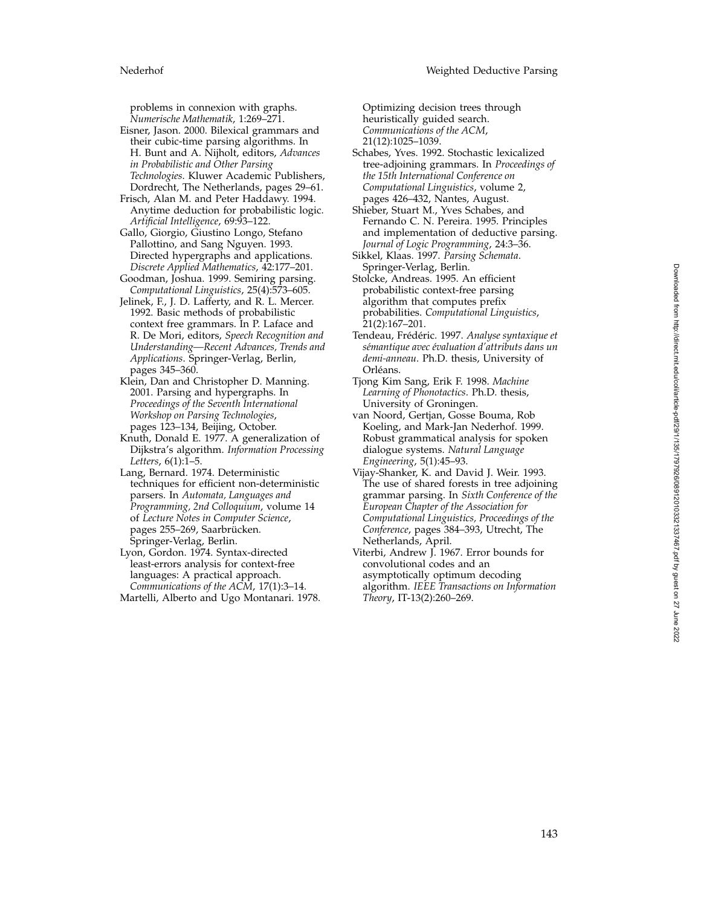problems in connexion with graphs. *Numerische Mathematik*, 1:269–271.

Eisner, Jason. 2000. Bilexical grammars and their cubic-time parsing algorithms. In H. Bunt and A. Nijholt, editors, *Advances in Probabilistic and Other Parsing Technologies*. Kluwer Academic Publishers, Dordrecht, The Netherlands, pages 29–61.

Frisch, Alan M. and Peter Haddawy. 1994. Anytime deduction for probabilistic logic. *Artificial Intelligence*, 69:93–122.

Gallo, Giorgio, Giustino Longo, Stefano Pallottino, and Sang Nguyen. 1993. Directed hypergraphs and applications. *Discrete Applied Mathematics*, 42:177–201.

Goodman, Joshua. 1999. Semiring parsing. *Computational Linguistics*, 25(4):573–605.

Jelinek, F., J. D. Lafferty, and R. L. Mercer. 1992. Basic methods of probabilistic context free grammars. In P. Laface and R. De Mori, editors, *Speech Recognition and Understanding—Recent Advances, Trends and Applications*. Springer-Verlag, Berlin, pages 345–360.

Klein, Dan and Christopher D. Manning. 2001. Parsing and hypergraphs. In *Proceedings of the Seventh International Workshop on Parsing Technologies*, pages 123–134, Beijing, October.

Knuth, Donald E. 1977. A generalization of Dijkstra's algorithm. *Information Processing Letters*, 6(1):1–5.

Lang, Bernard. 1974. Deterministic techniques for efficient non-deterministic parsers. In *Automata, Languages and Programming, 2nd Colloquium*, volume 14 of *Lecture Notes in Computer Science*, pages 255–269, Saarbrücken. Springer-Verlag, Berlin.

Lyon, Gordon. 1974. Syntax-directed least-errors analysis for context-free languages: A practical approach. *Communications of the ACM*, 17(1):3–14.

Martelli, Alberto and Ugo Montanari. 1978. Optimizing decision trees through heuristically guided search. *Communications of the ACM*, 21(12):1025–1039.

Schabes, Yves. 1992. Stochastic lexicalized tree-adjoining grammars. In *Proceedings of the 15th International Conference on Computational Linguistics*, volume 2, pages 426–432, Nantes, August.

Shieber, Stuart M., Yves Schabes, and Fernando C. N. Pereira. 1995. Principles and implementation of deductive parsing. *Journal of Logic Programming*, 24:3–36.

Sikkel, Klaas. 1997. *Parsing Schemata*. Springer-Verlag, Berlin.

Stolcke, Andreas. 1995. An efficient probabilistic context-free parsing algorithm that computes prefix probabilities. *Computational Linguistics*, 21(2):167–201.

Tendeau, Frédéric. 1997. *Analyse syntaxique et sémantique avec évaluation d'attributs dans un demi-anneau*. Ph.D. thesis, University of Orléans.

Tjong Kim Sang, Erik F. 1998. *Machine Learning of Phonotactics*. Ph.D. thesis, University of Groningen.

van Noord, Gertjan, Gosse Bouma, Rob Koeling, and Mark-Jan Nederhof. 1999. Robust grammatical analysis for spoken dialogue systems. *Natural Language Engineering*, 5(1):45–93.

Vijay-Shanker, K. and David J. Weir. 1993. The use of shared forests in tree adjoining grammar parsing. In *Sixth Conference of the European Chapter of the Association for Computational Linguistics, Proceedings of the Conference*, pages 384–393, Utrecht, The Netherlands, April.

Viterbi, Andrew J. 1967. Error bounds for convolutional codes and an asymptotically optimum decoding algorithm. *IEEE Transactions on Information Theory*, IT-13(2):260–269.